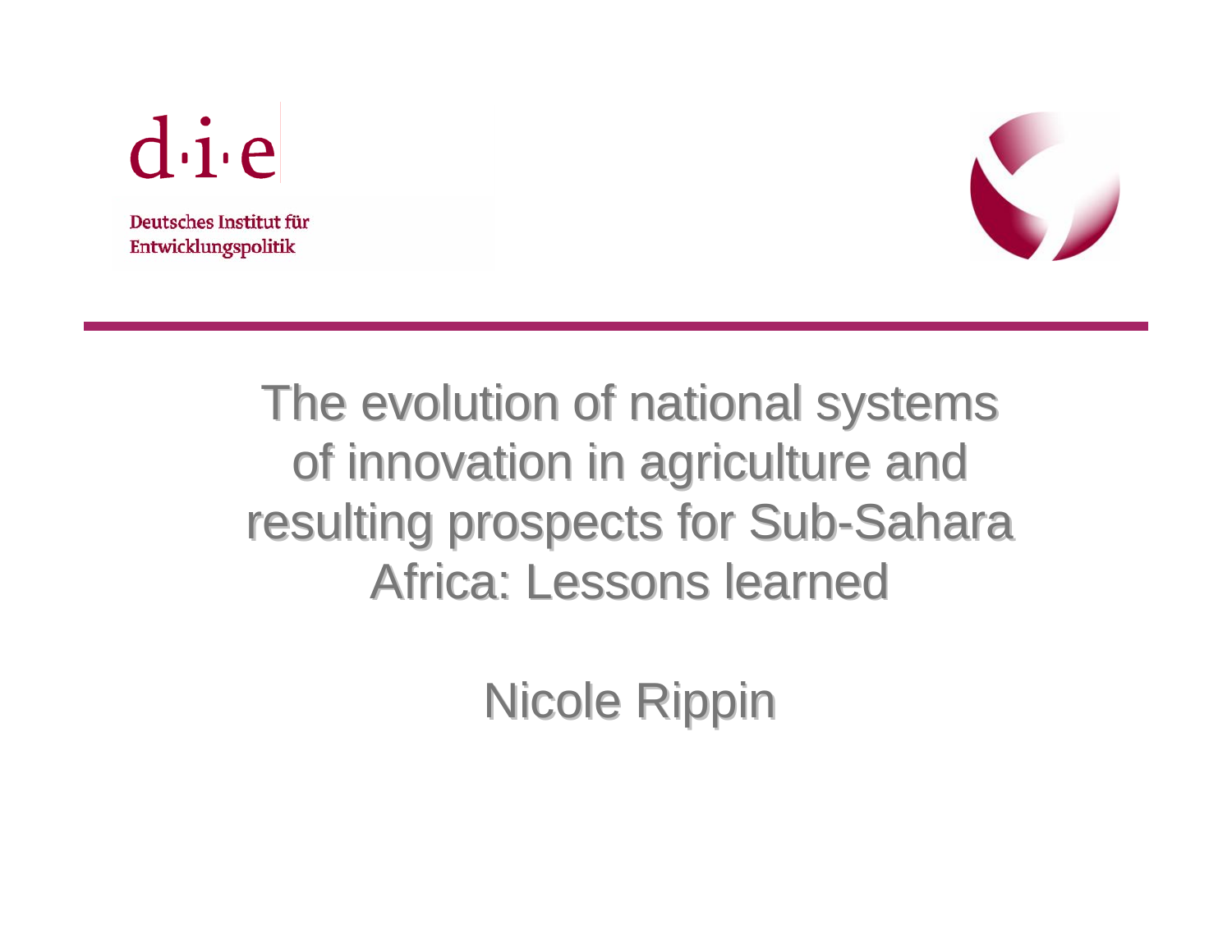d·i·e

Deutsches Institut für Entwicklungspolitik

# The evolution of national systems of innovation in agriculture and resulting prospects for Sub-Sahara Africa: Lessons learned

Nicole Rippin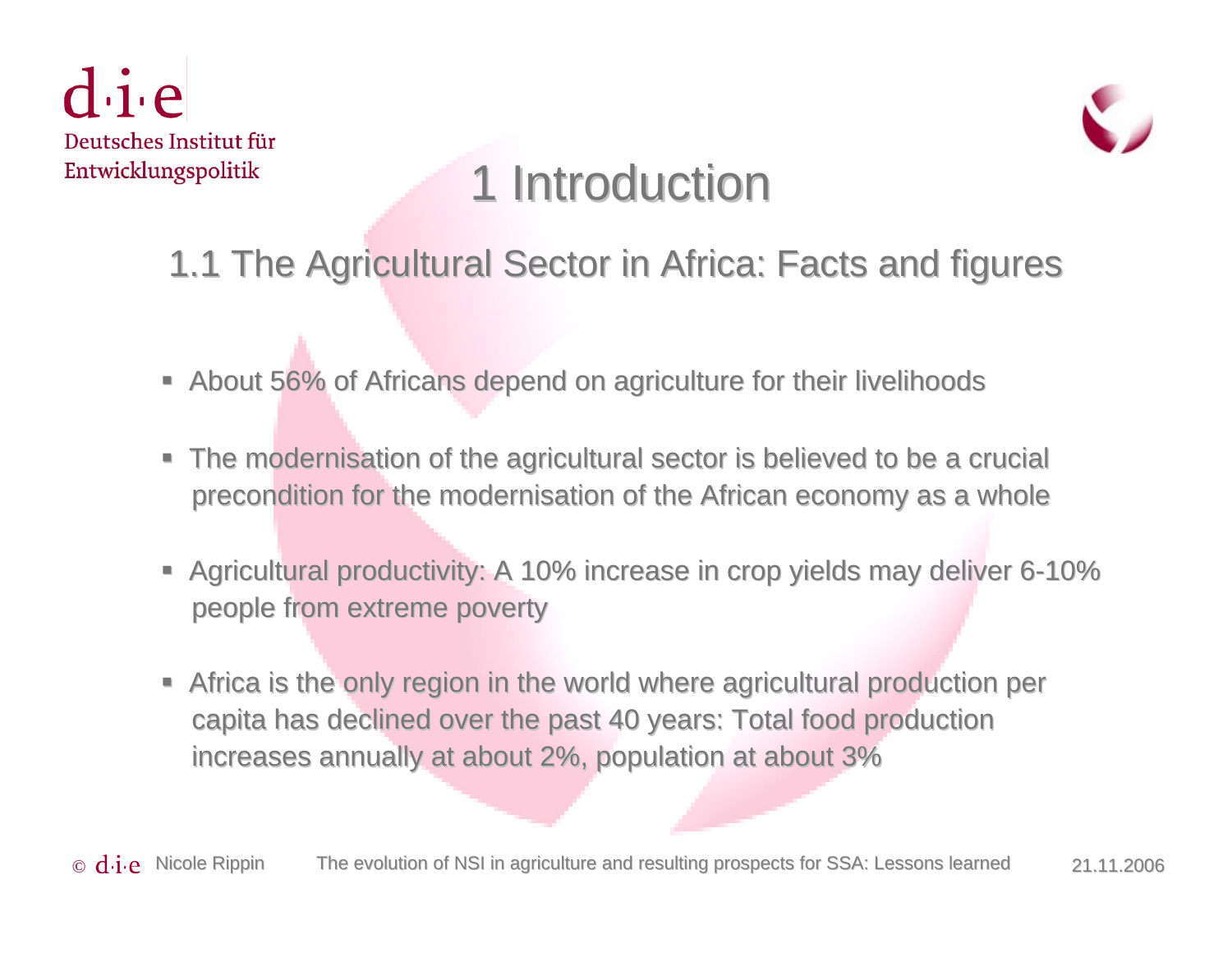# 1 Introduction

## 1.1 The Agricultural Sector in Africa: Facts and figures

- About 56% of Africans depend on agriculture for their livelihoods
- The modernisation of the agricultural sector is believed to be a crucial precondition for the modernisation of the African economy as a whole
- Agricultural productivity: A 10% increase in crop yields may deliver 6-10% people from extreme poverty
- Africa is the only region in the world where agricultural production per capita has declined over the past 40 years: Total food production increases annually at about 2%, population at about 3%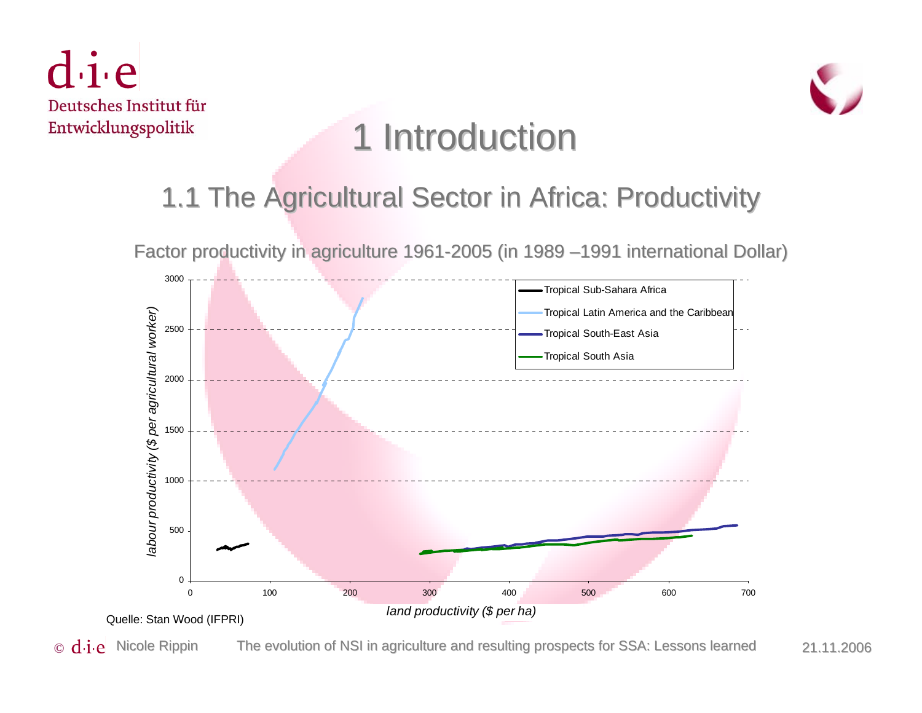# 1 Introduction

## 1.1 The Agricultural Sector in Africa: Productivity

Factor productivity in agriculture 1961-2005 (in 1989 –1991 international Dollar)

Quelle: Stan Wood (IFPRI)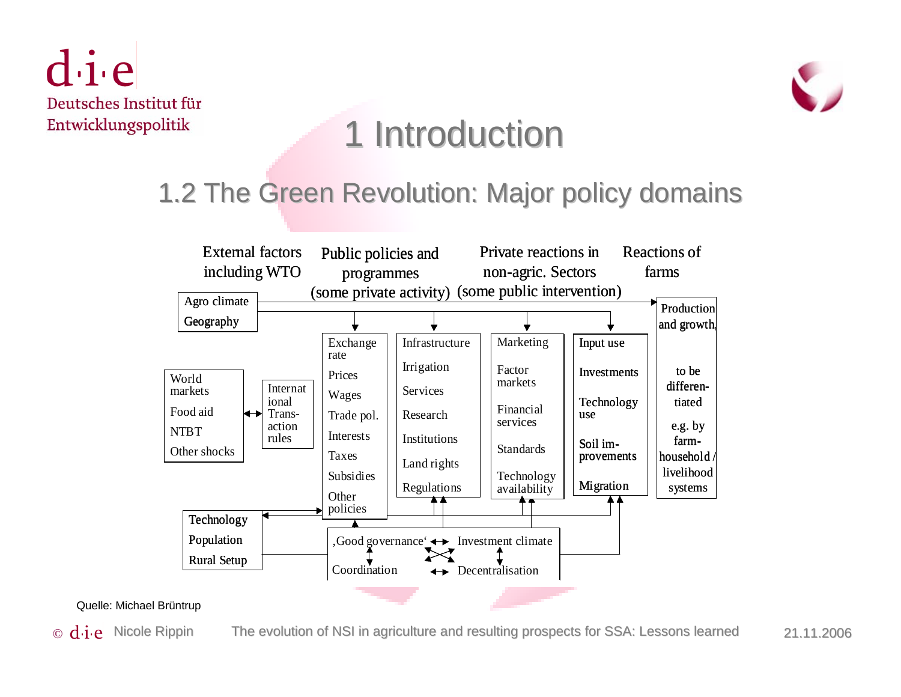# 1 Introduction

## 1.2 The Green Revolution: Major policy domains

| External factors including WTO | Public policies and programmes (some private activity) | | Private reactions in non-agric. Sectors (some public intervention) | Reactions of farms | |
|---|---|---|---|---|---|
| Agro climate, Geography | | | | | Production and growth, to be differen-tiated e.g. by farm-household / livelihood systems |
| World markets, Food aid, NTBT, Other shocks ↔ International Trans-action rules | Exchange rate, Prices, Wages, Trade pol., Interests, Taxes, Subsidies, Other policies | Infrastructure, Irrigation, Services, Research, Institutions, Land rights, Regulations | Marketing, Factor markets, Financial services, Standards, Technology availability | Input use, Investments, Technology use, Soil im-provements, Migration | |
| Technology, Population, Rural Setup | ‚Good governance' ↔ Investment climate; Coordination ↔ Decentralisation | | | | |

Quelle: Michael Brüntrup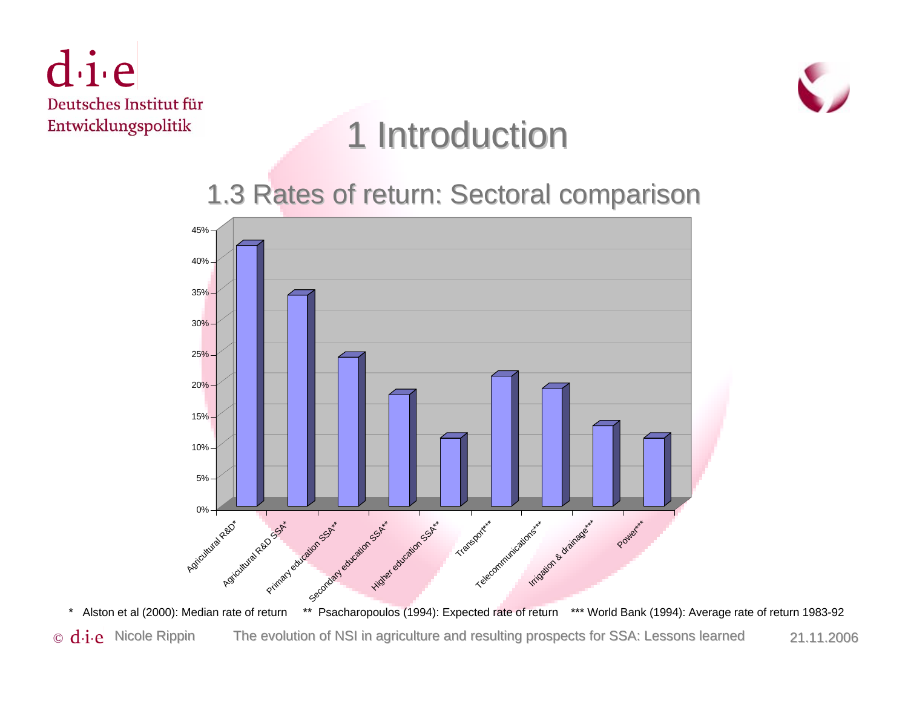# 1 Introduction

## 1.3 Rates of return: Sectoral comparison

| Sector | Rate of return |
| --- | --- |
| Agricultural R&D* | 42% |
| Agricultural R&D SSA* | 34% |
| Primary education SSA** | 24% |
| Secondary education SSA** | 18% |
| Higher education SSA** | 11% |
| Transport*** | 21% |
| Telecommunications*** | 19% |
| Irrigation & drainage*** | 13% |
| Power*** | 11% |

\* Alston et al (2000): Median rate of return ** Psacharopoulos (1994): Expected rate of return *** World Bank (1994): Average rate of return 1983-92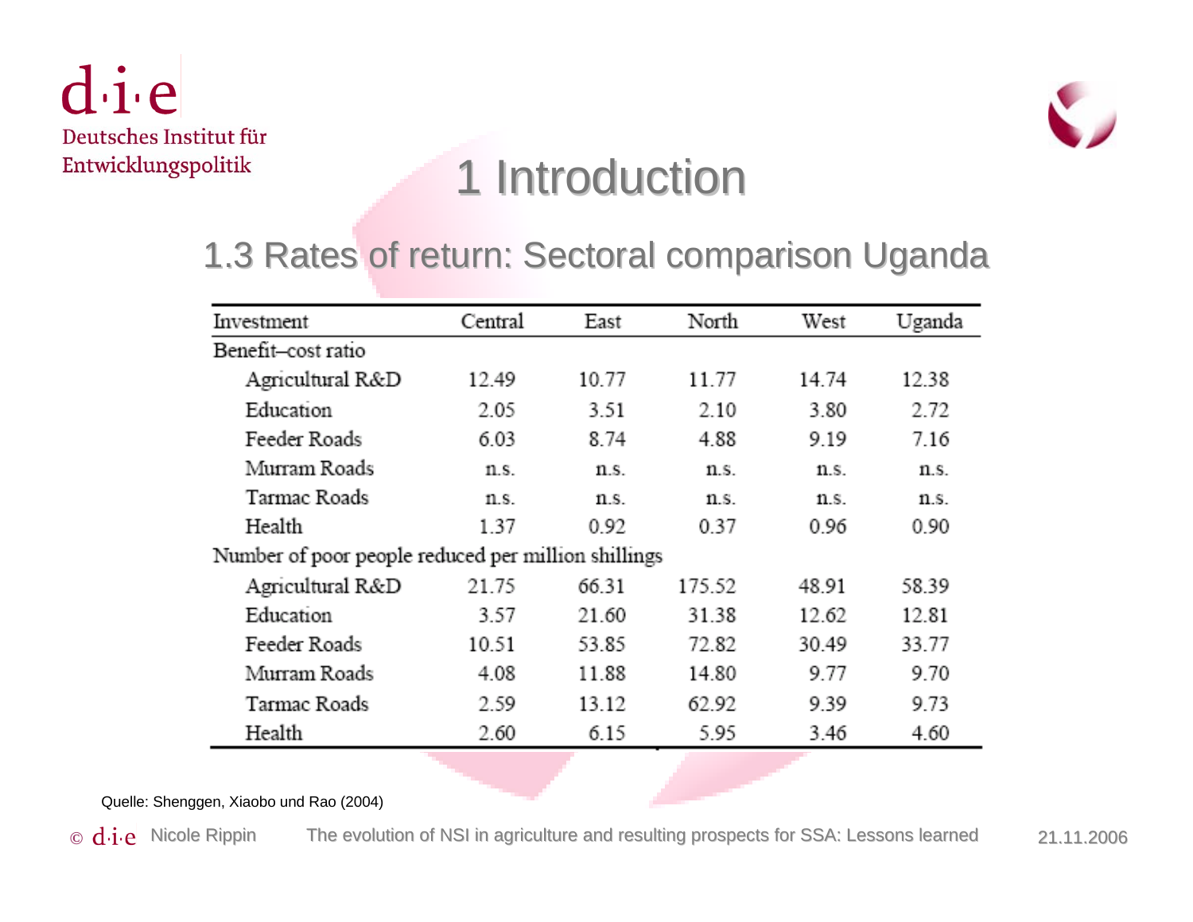# 1 Introduction

## 1.3 Rates of return: Sectoral comparison Uganda

| Investment | Central | East | North | West | Uganda |
|---|---|---|---|---|---|
| Benefit–cost ratio | | | | | |
| Agricultural R&D | 12.49 | 10.77 | 11.77 | 14.74 | 12.38 |
| Education | 2.05 | 3.51 | 2.10 | 3.80 | 2.72 |
| Feeder Roads | 6.03 | 8.74 | 4.88 | 9.19 | 7.16 |
| Murram Roads | n.s. | n.s. | n.s. | n.s. | n.s. |
| Tarmac Roads | n.s. | n.s. | n.s. | n.s. | n.s. |
| Health | 1.37 | 0.92 | 0.37 | 0.96 | 0.90 |
| Number of poor people reduced per million shillings | | | | | |
| Agricultural R&D | 21.75 | 66.31 | 175.52 | 48.91 | 58.39 |
| Education | 3.57 | 21.60 | 31.38 | 12.62 | 12.81 |
| Feeder Roads | 10.51 | 53.85 | 72.82 | 30.49 | 33.77 |
| Murram Roads | 4.08 | 11.88 | 14.80 | 9.77 | 9.70 |
| Tarmac Roads | 2.59 | 13.12 | 62.92 | 9.39 | 9.73 |
| Health | 2.60 | 6.15 | 5.95 | 3.46 | 4.60 |

Quelle: Shenggen, Xiaobo und Rao (2004)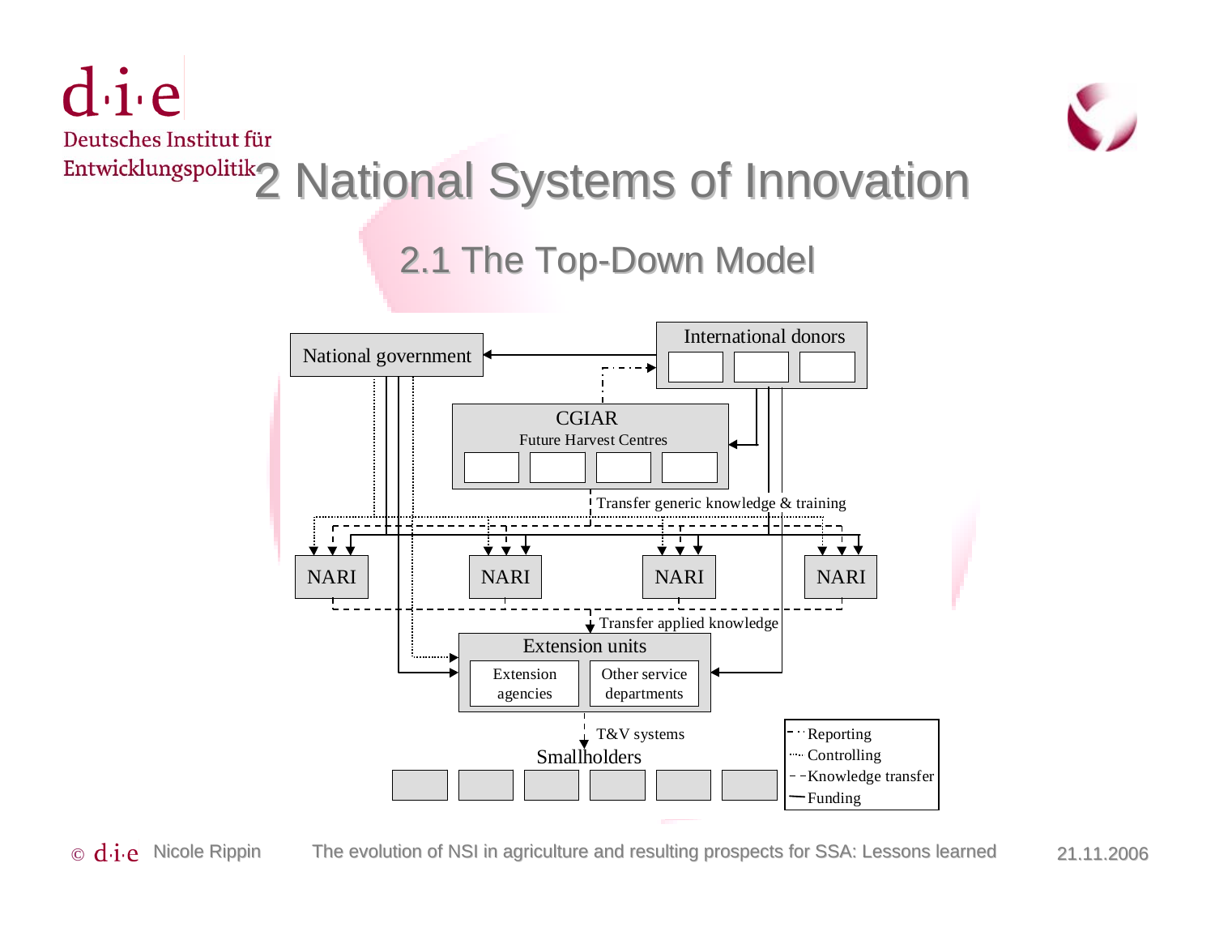# 2 National Systems of Innovation

## 2.1 The Top-Down Model

National government

International donors

CGIAR
Future Harvest Centres

Transfer generic knowledge & training

NARI

NARI

NARI

NARI

Transfer applied knowledge

Extension units

Extension agencies

Other service departments

T&V systems

Smallholders

- Reporting
- Controlling
- Knowledge transfer
- Funding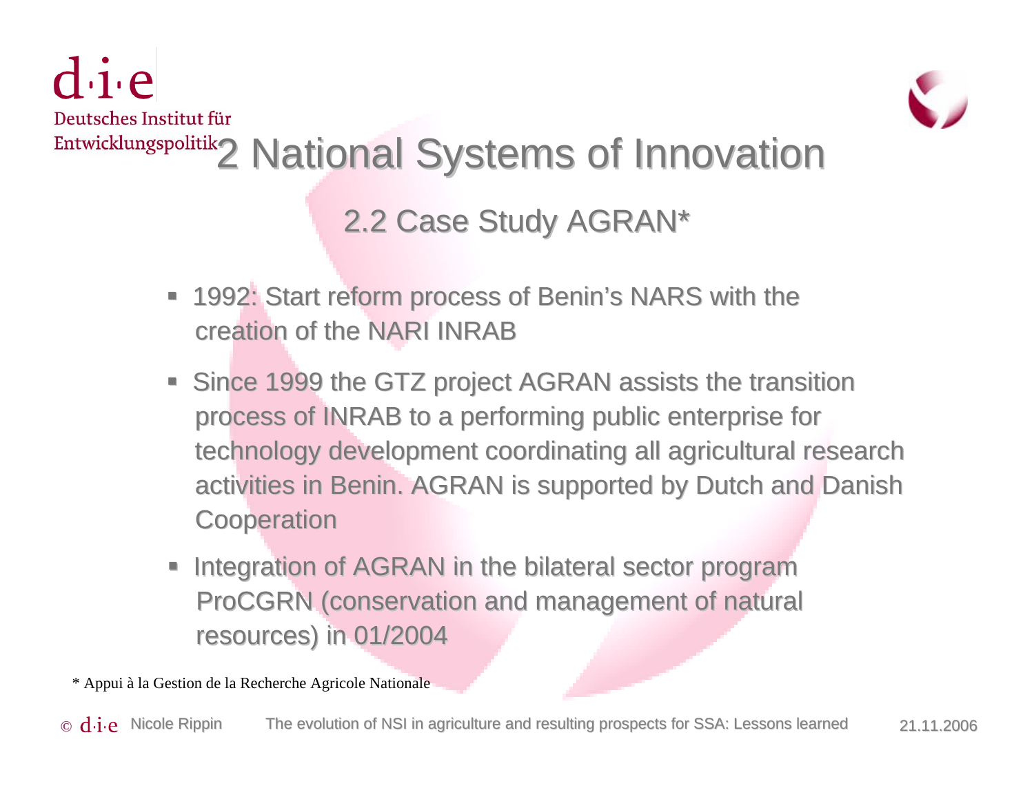# 2 National Systems of Innovation

## 2.2 Case Study AGRAN*

- 1992: Start reform process of Benin's NARS with the creation of the NARI INRAB
- Since 1999 the GTZ project AGRAN assists the transition process of INRAB to a performing public enterprise for technology development coordinating all agricultural research activities in Benin. AGRAN is supported by Dutch and Danish Cooperation
- Integration of AGRAN in the bilateral sector program ProCGRN (conservation and management of natural resources) in 01/2004

* Appui à la Gestion de la Recherche Agricole Nationale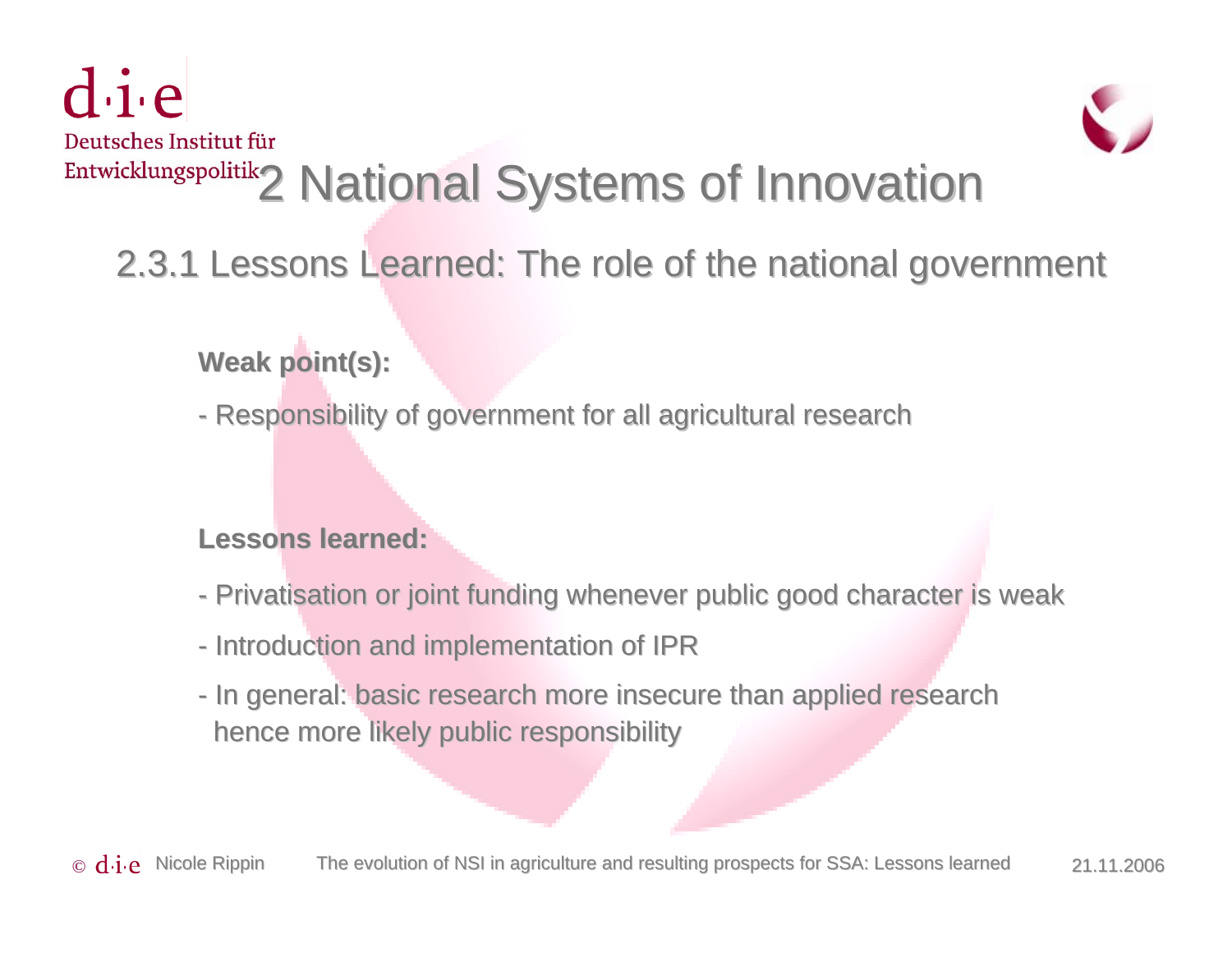# 2 National Systems of Innovation

## 2.3.1 Lessons Learned: The role of the national government

**Weak point(s):**

- Responsibility of government for all agricultural research

**Lessons learned:**

- Privatisation or joint funding whenever public good character is weak
- Introduction and implementation of IPR
- In general: basic research more insecure than applied research hence more likely public responsibility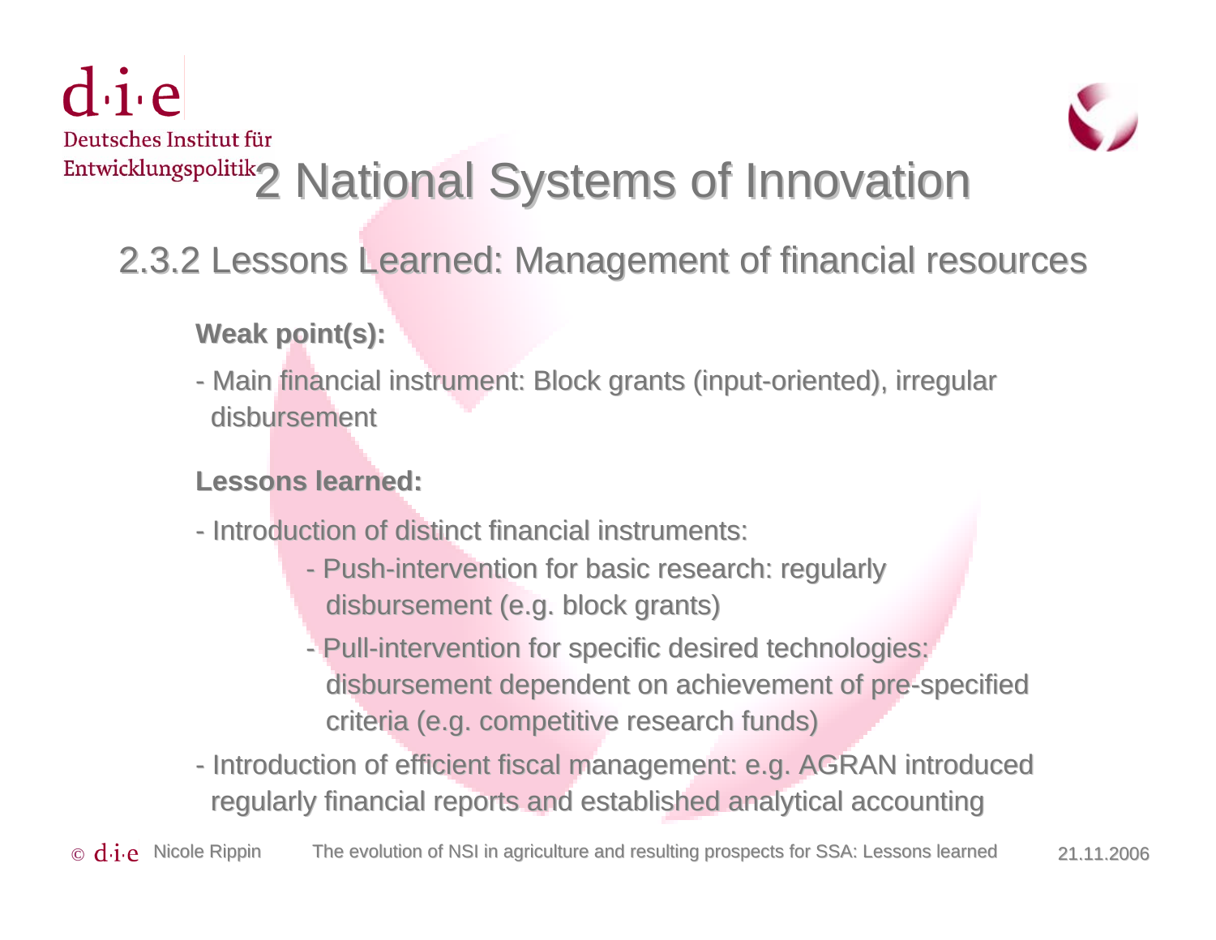# 2 National Systems of Innovation

## 2.3.2 Lessons Learned: Management of financial resources

**Weak point(s):**

- Main financial instrument: Block grants (input-oriented), irregular disbursement

**Lessons learned:**

- Introduction of distinct financial instruments:
  - Push-intervention for basic research: regularly disbursement (e.g. block grants)
  - Pull-intervention for specific desired technologies: disbursement dependent on achievement of pre-specified criteria (e.g. competitive research funds)
- Introduction of efficient fiscal management: e.g. AGRAN introduced regularly financial reports and established analytical accounting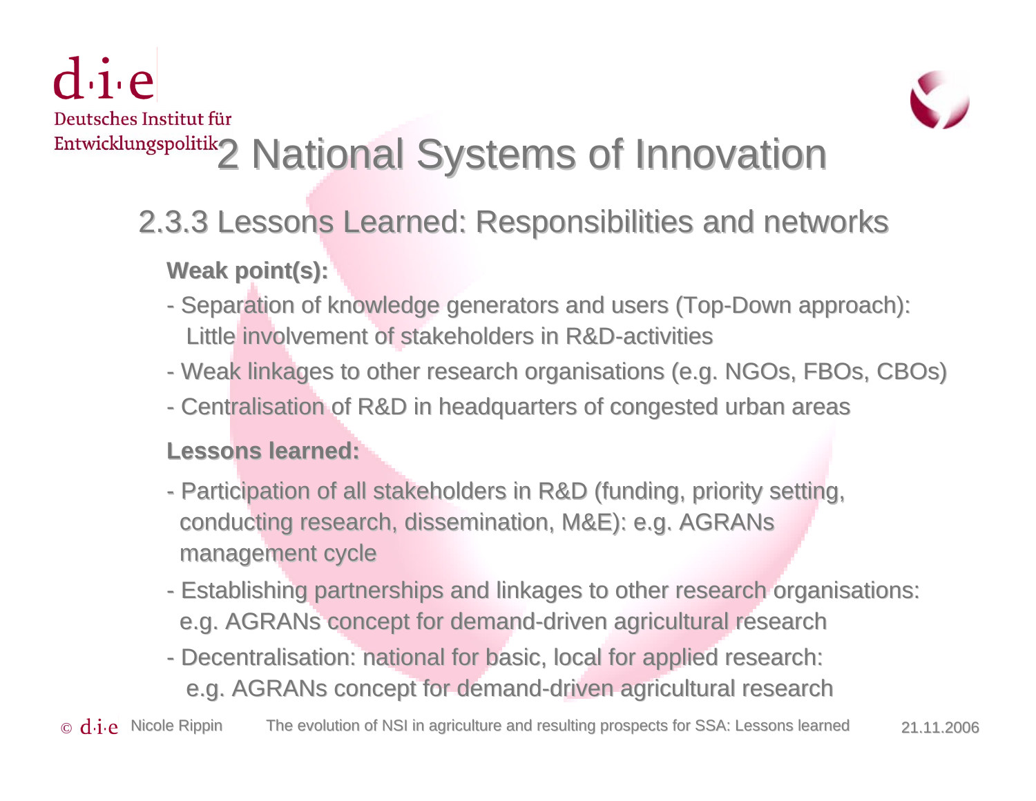# 2 National Systems of Innovation

## 2.3.3 Lessons Learned: Responsibilities and networks

**Weak point(s):**

- Separation of knowledge generators and users (Top-Down approach): Little involvement of stakeholders in R&D-activities
- Weak linkages to other research organisations (e.g. NGOs, FBOs, CBOs)
- Centralisation of R&D in headquarters of congested urban areas

**Lessons learned:**

- Participation of all stakeholders in R&D (funding, priority setting, conducting research, dissemination, M&E): e.g. AGRANs management cycle
- Establishing partnerships and linkages to other research organisations: e.g. AGRANs concept for demand-driven agricultural research
- Decentralisation: national for basic, local for applied research: e.g. AGRANs concept for demand-driven agricultural research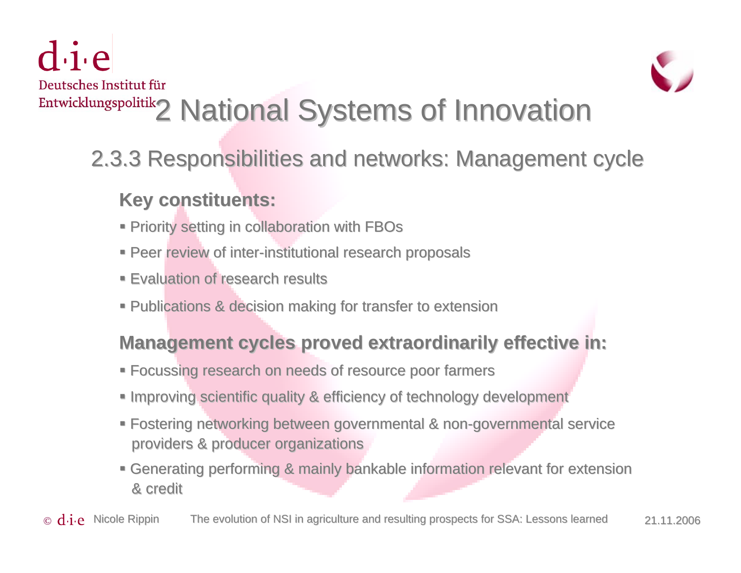# 2 National Systems of Innovation

## 2.3.3 Responsibilities and networks: Management cycle

**Key constituents:**

- Priority setting in collaboration with FBOs
- Peer review of inter-institutional research proposals
- Evaluation of research results
- Publications & decision making for transfer to extension

**Management cycles proved extraordinarily effective in:**

- Focussing research on needs of resource poor farmers
- Improving scientific quality & efficiency of technology development
- Fostering networking between governmental & non-governmental service providers & producer organizations
- Generating performing & mainly bankable information relevant for extension & credit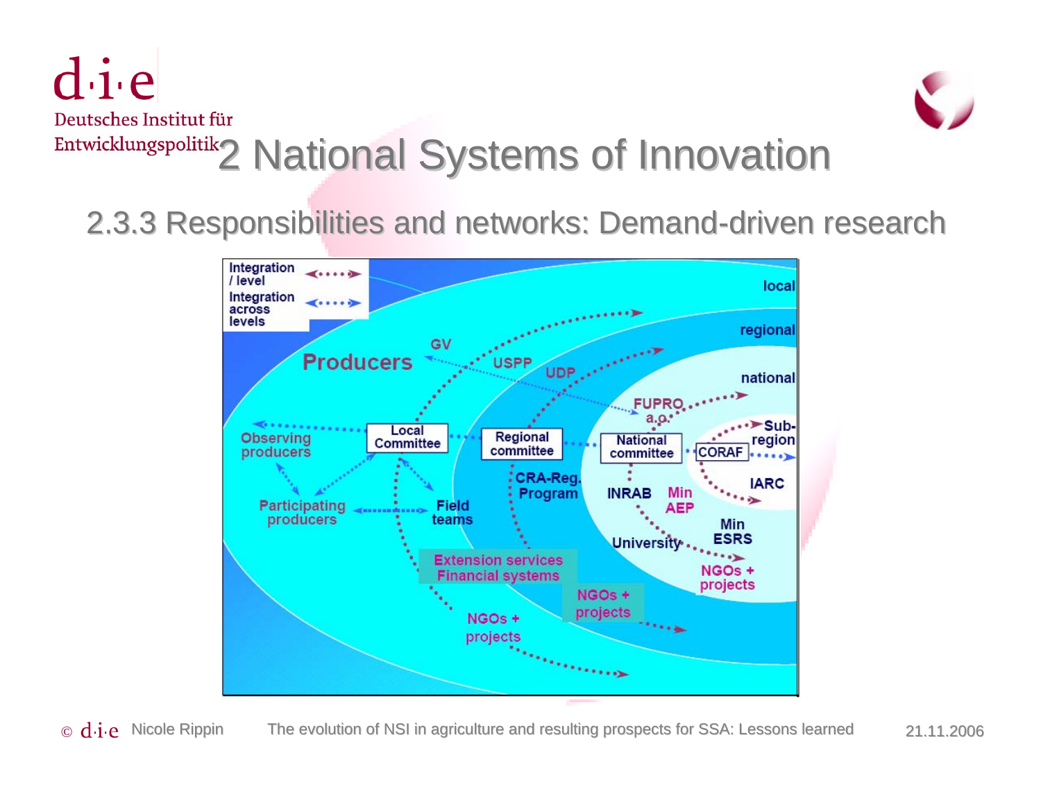# 2 National Systems of Innovation

## 2.3.3 Responsibilities and networks: Demand-driven research

Integration / level

Integration across levels

local

regional

national

Producers

GV

USPP

UDP

FUPRO a.o.

Sub-region

Observing producers

Local Committee

Regional committee

National committee

CORAF

IARC

Participating producers

Field teams

CRA-Reg. Program

INRAB

Min AEP

Min ESRS

University

NGOs + projects

Extension services Financial systems

NGOs + projects

NGOs + projects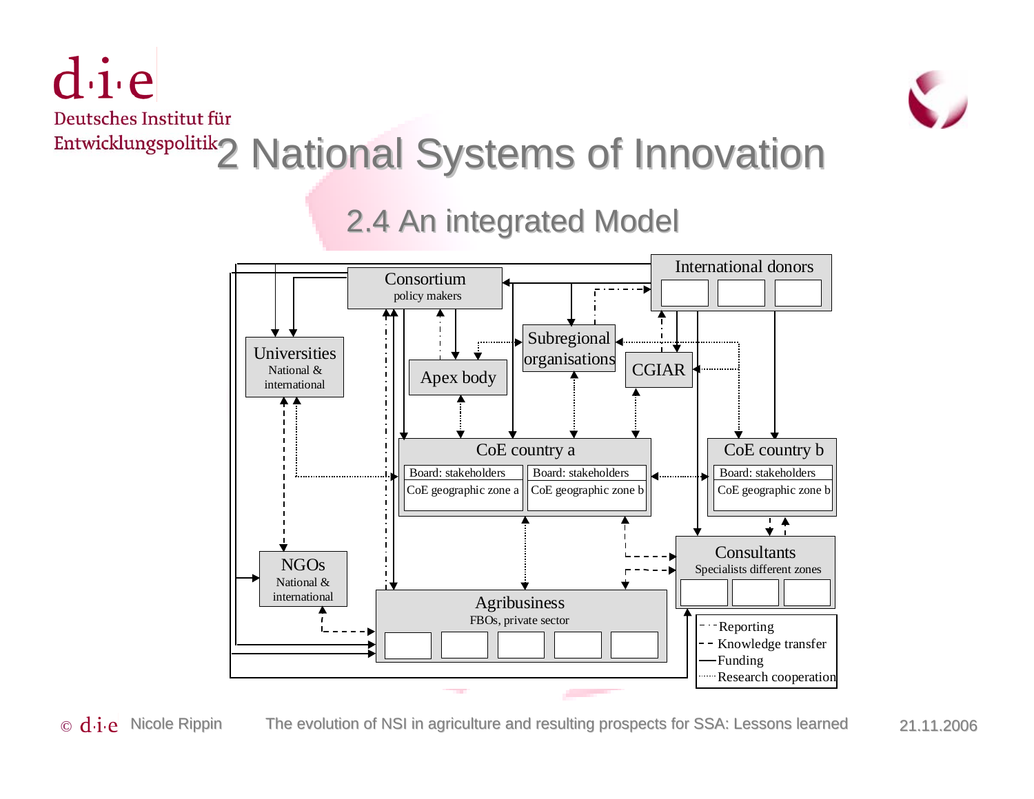# 2 National Systems of Innovation

## 2.4 An integrated Model

International donors

Consortium
policy makers

Subregional organisations

CGIAR

Universities
National & international

Apex body

CoE country a

Board: stakeholders | Board: stakeholders

CoE geographic zone a | CoE geographic zone b

CoE country b

Board: stakeholders

CoE geographic zone b

Consultants
Specialists different zones

NGOs
National & international

Agribusiness
FBOs, private sector

- Reporting
- Knowledge transfer
- Funding
- Research cooperation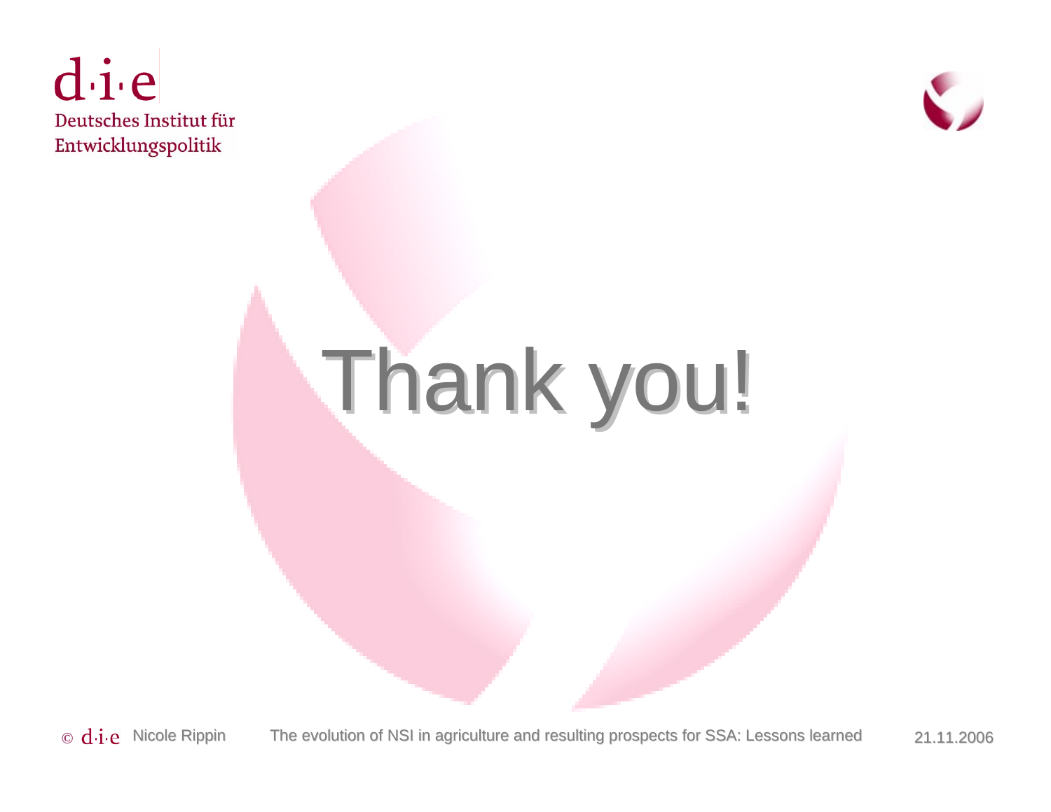# Thank you!